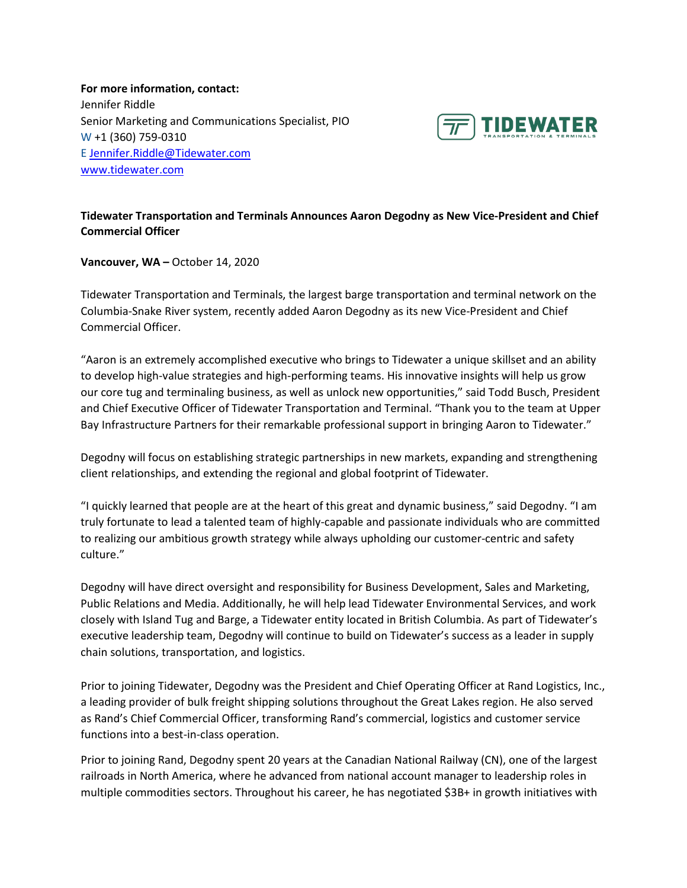**For more information, contact:**
Jennifer Riddle
Senior Marketing and Communications Specialist, PIO
W +1 (360) 759-0310
E Jennifer.Riddle@Tidewater.com
www.tidewater.com

TIDEWATER
TRANSPORTATION & TERMINALS

**Tidewater Transportation and Terminals Announces Aaron Degodny as New Vice-President and Chief Commercial Officer**

**Vancouver, WA –** October 14, 2020

Tidewater Transportation and Terminals, the largest barge transportation and terminal network on the Columbia-Snake River system, recently added Aaron Degodny as its new Vice-President and Chief Commercial Officer.

"Aaron is an extremely accomplished executive who brings to Tidewater a unique skillset and an ability to develop high-value strategies and high-performing teams. His innovative insights will help us grow our core tug and terminaling business, as well as unlock new opportunities," said Todd Busch, President and Chief Executive Officer of Tidewater Transportation and Terminal. "Thank you to the team at Upper Bay Infrastructure Partners for their remarkable professional support in bringing Aaron to Tidewater."

Degodny will focus on establishing strategic partnerships in new markets, expanding and strengthening client relationships, and extending the regional and global footprint of Tidewater.

"I quickly learned that people are at the heart of this great and dynamic business," said Degodny. "I am truly fortunate to lead a talented team of highly-capable and passionate individuals who are committed to realizing our ambitious growth strategy while always upholding our customer-centric and safety culture."

Degodny will have direct oversight and responsibility for Business Development, Sales and Marketing, Public Relations and Media. Additionally, he will help lead Tidewater Environmental Services, and work closely with Island Tug and Barge, a Tidewater entity located in British Columbia. As part of Tidewater's executive leadership team, Degodny will continue to build on Tidewater's success as a leader in supply chain solutions, transportation, and logistics.

Prior to joining Tidewater, Degodny was the President and Chief Operating Officer at Rand Logistics, Inc., a leading provider of bulk freight shipping solutions throughout the Great Lakes region. He also served as Rand's Chief Commercial Officer, transforming Rand's commercial, logistics and customer service functions into a best-in-class operation.

Prior to joining Rand, Degodny spent 20 years at the Canadian National Railway (CN), one of the largest railroads in North America, where he advanced from national account manager to leadership roles in multiple commodities sectors. Throughout his career, he has negotiated $3B+ in growth initiatives with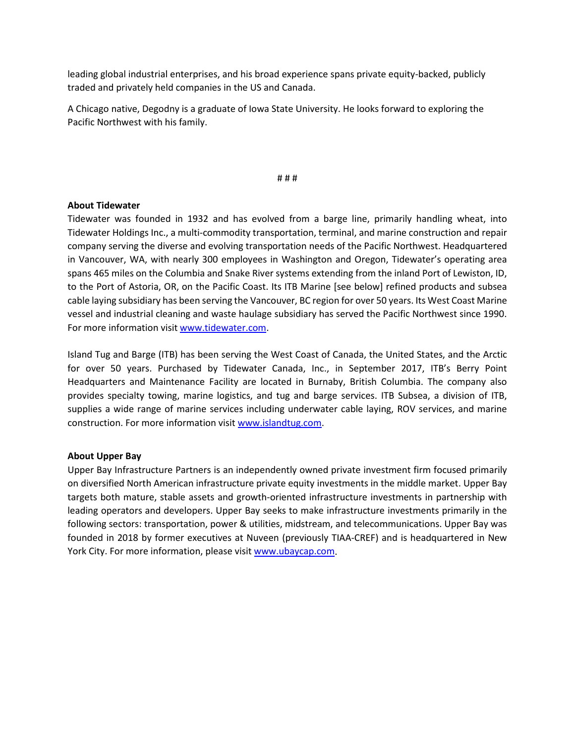leading global industrial enterprises, and his broad experience spans private equity-backed, publicly traded and privately held companies in the US and Canada.

A Chicago native, Degodny is a graduate of Iowa State University. He looks forward to exploring the Pacific Northwest with his family.

# # #

**About Tidewater**

Tidewater was founded in 1932 and has evolved from a barge line, primarily handling wheat, into Tidewater Holdings Inc., a multi-commodity transportation, terminal, and marine construction and repair company serving the diverse and evolving transportation needs of the Pacific Northwest. Headquartered in Vancouver, WA, with nearly 300 employees in Washington and Oregon, Tidewater's operating area spans 465 miles on the Columbia and Snake River systems extending from the inland Port of Lewiston, ID, to the Port of Astoria, OR, on the Pacific Coast. Its ITB Marine [see below] refined products and subsea cable laying subsidiary has been serving the Vancouver, BC region for over 50 years. Its West Coast Marine vessel and industrial cleaning and waste haulage subsidiary has served the Pacific Northwest since 1990. For more information visit [www.tidewater.com](www.tidewater.com).

Island Tug and Barge (ITB) has been serving the West Coast of Canada, the United States, and the Arctic for over 50 years. Purchased by Tidewater Canada, Inc., in September 2017, ITB's Berry Point Headquarters and Maintenance Facility are located in Burnaby, British Columbia. The company also provides specialty towing, marine logistics, and tug and barge services. ITB Subsea, a division of ITB, supplies a wide range of marine services including underwater cable laying, ROV services, and marine construction. For more information visit [www.islandtug.com](www.islandtug.com).

**About Upper Bay**

Upper Bay Infrastructure Partners is an independently owned private investment firm focused primarily on diversified North American infrastructure private equity investments in the middle market. Upper Bay targets both mature, stable assets and growth-oriented infrastructure investments in partnership with leading operators and developers. Upper Bay seeks to make infrastructure investments primarily in the following sectors: transportation, power & utilities, midstream, and telecommunications. Upper Bay was founded in 2018 by former executives at Nuveen (previously TIAA-CREF) and is headquartered in New York City. For more information, please visit [www.ubaycap.com](www.ubaycap.com).